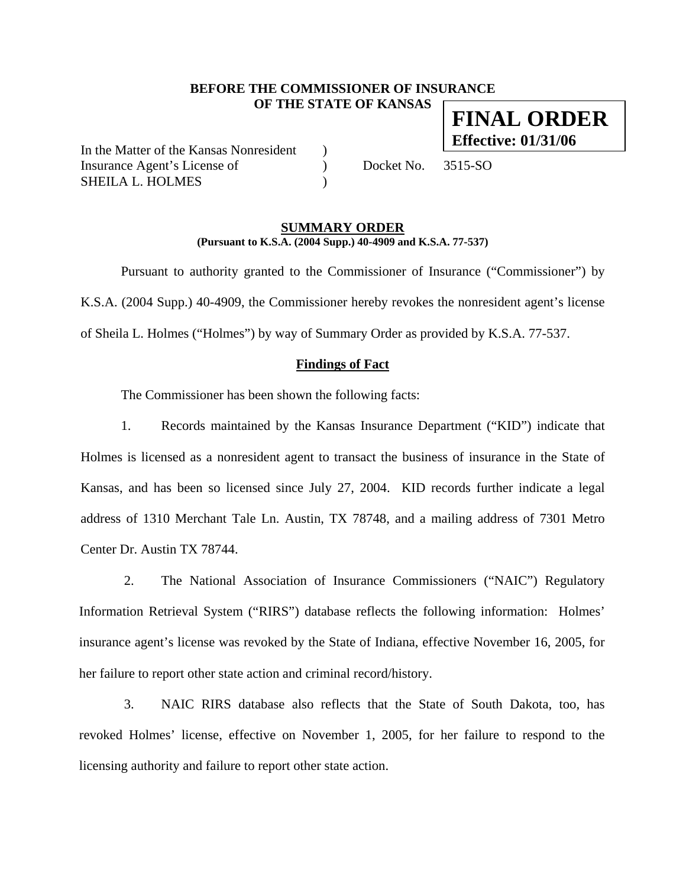**BEFORE THE COMMISSIONER OF INSURANCE**
**OF THE STATE OF KANSAS**

**FINAL ORDER**
**Effective: 01/31/06**

In the Matter of the Kansas Nonresident )
Insurance Agent's License of ) Docket No. 3515-SO
SHEILA L. HOLMES )

## SUMMARY ORDER

**(Pursuant to K.S.A. (2004 Supp.) 40-4909 and K.S.A. 77-537)**

Pursuant to authority granted to the Commissioner of Insurance ("Commissioner") by K.S.A. (2004 Supp.) 40-4909, the Commissioner hereby revokes the nonresident agent's license of Sheila L. Holmes ("Holmes") by way of Summary Order as provided by K.S.A. 77-537.

### Findings of Fact

The Commissioner has been shown the following facts:

1. Records maintained by the Kansas Insurance Department ("KID") indicate that Holmes is licensed as a nonresident agent to transact the business of insurance in the State of Kansas, and has been so licensed since July 27, 2004. KID records further indicate a legal address of 1310 Merchant Tale Ln. Austin, TX 78748, and a mailing address of 7301 Metro Center Dr. Austin TX 78744.

2. The National Association of Insurance Commissioners ("NAIC") Regulatory Information Retrieval System ("RIRS") database reflects the following information: Holmes' insurance agent's license was revoked by the State of Indiana, effective November 16, 2005, for her failure to report other state action and criminal record/history.

3. NAIC RIRS database also reflects that the State of South Dakota, too, has revoked Holmes' license, effective on November 1, 2005, for her failure to respond to the licensing authority and failure to report other state action.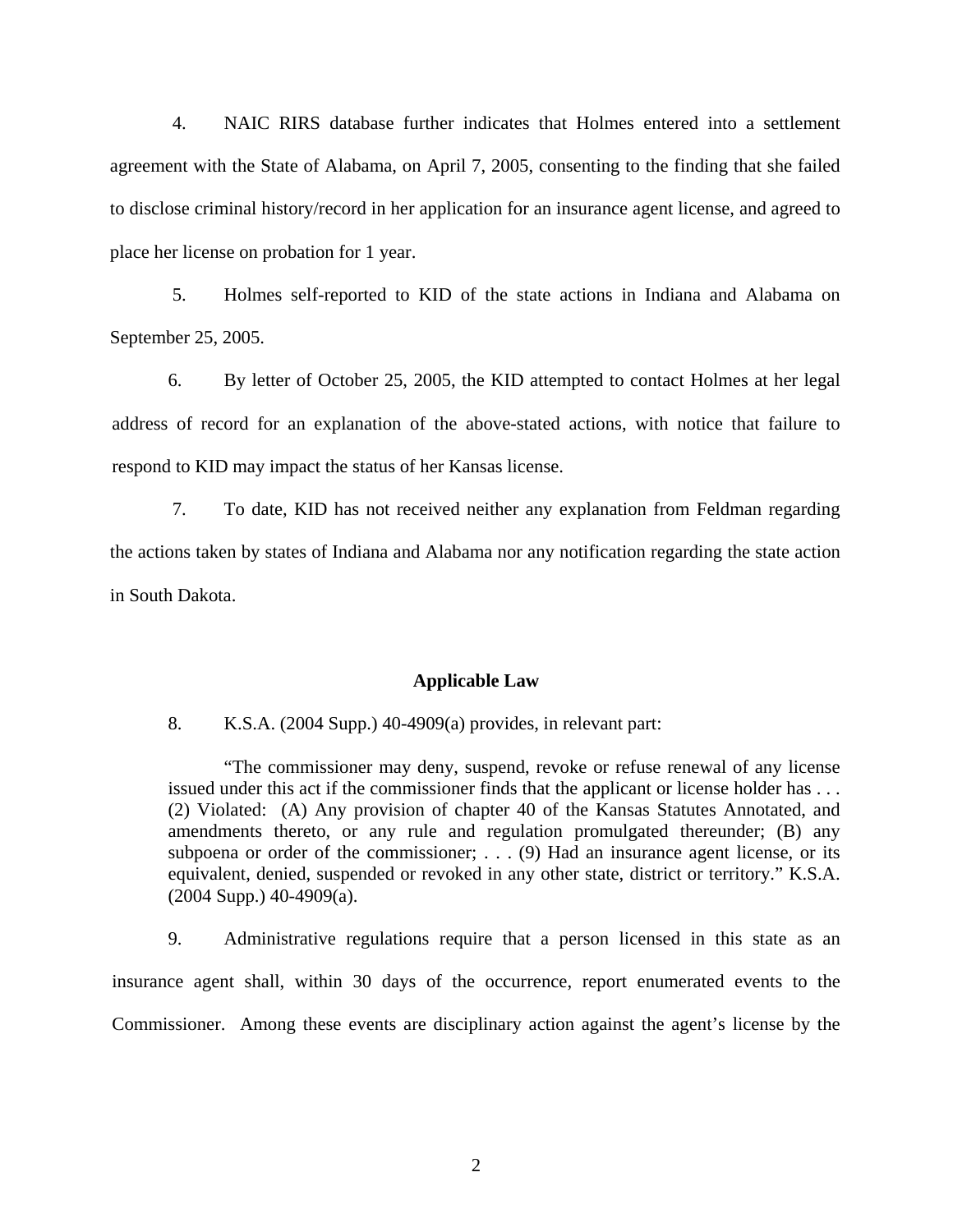4. NAIC RIRS database further indicates that Holmes entered into a settlement agreement with the State of Alabama, on April 7, 2005, consenting to the finding that she failed to disclose criminal history/record in her application for an insurance agent license, and agreed to place her license on probation for 1 year.

5. Holmes self-reported to KID of the state actions in Indiana and Alabama on September 25, 2005.

6. By letter of October 25, 2005, the KID attempted to contact Holmes at her legal address of record for an explanation of the above-stated actions, with notice that failure to respond to KID may impact the status of her Kansas license.

7. To date, KID has not received neither any explanation from Feldman regarding the actions taken by states of Indiana and Alabama nor any notification regarding the state action in South Dakota.

**Applicable Law**

8. K.S.A. (2004 Supp.) 40-4909(a) provides, in relevant part:

> "The commissioner may deny, suspend, revoke or refuse renewal of any license issued under this act if the commissioner finds that the applicant or license holder has . . . (2) Violated: (A) Any provision of chapter 40 of the Kansas Statutes Annotated, and amendments thereto, or any rule and regulation promulgated thereunder; (B) any subpoena or order of the commissioner; . . . (9) Had an insurance agent license, or its equivalent, denied, suspended or revoked in any other state, district or territory." K.S.A. (2004 Supp.) 40-4909(a).

9. Administrative regulations require that a person licensed in this state as an insurance agent shall, within 30 days of the occurrence, report enumerated events to the Commissioner. Among these events are disciplinary action against the agent's license by the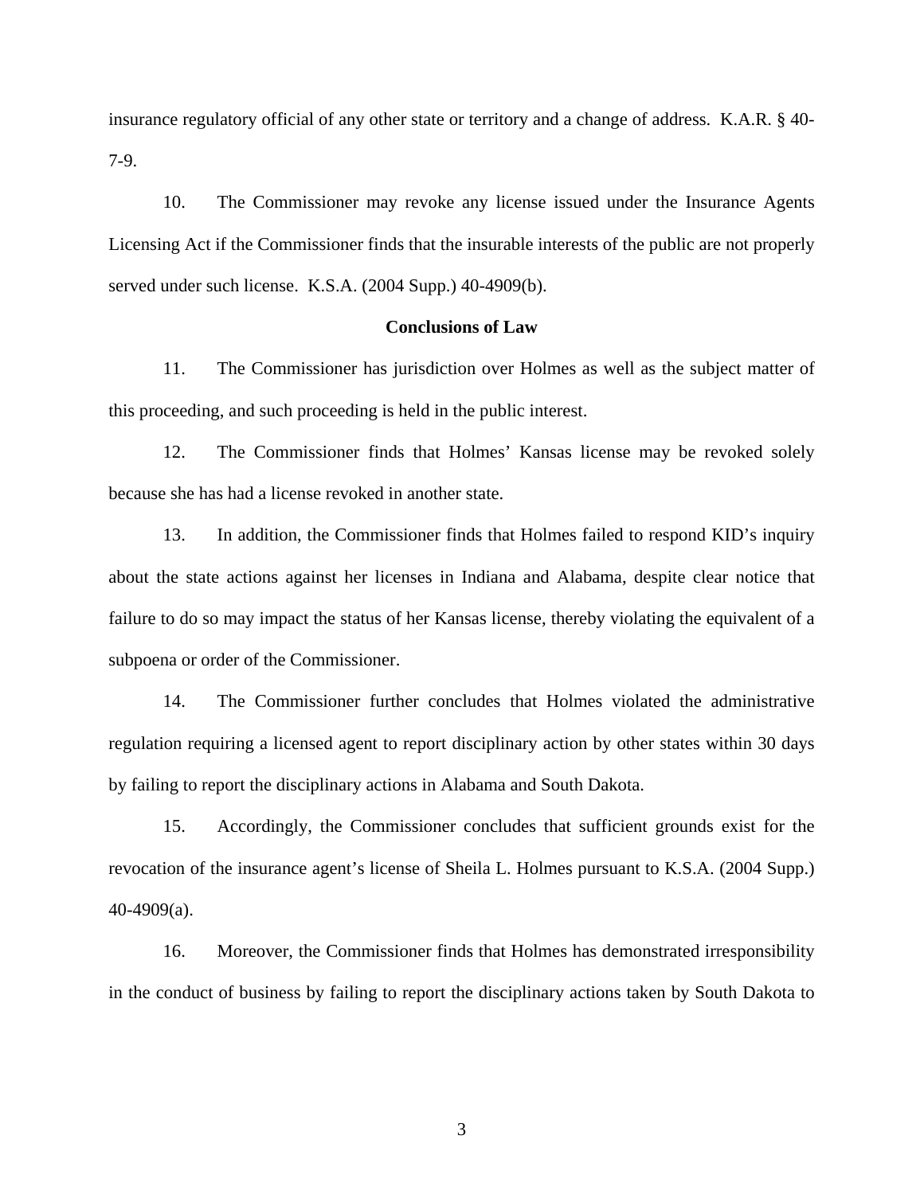insurance regulatory official of any other state or territory and a change of address. K.A.R. § 40-7-9.

10. The Commissioner may revoke any license issued under the Insurance Agents Licensing Act if the Commissioner finds that the insurable interests of the public are not properly served under such license. K.S.A. (2004 Supp.) 40-4909(b).

**Conclusions of Law**

11. The Commissioner has jurisdiction over Holmes as well as the subject matter of this proceeding, and such proceeding is held in the public interest.

12. The Commissioner finds that Holmes' Kansas license may be revoked solely because she has had a license revoked in another state.

13. In addition, the Commissioner finds that Holmes failed to respond KID's inquiry about the state actions against her licenses in Indiana and Alabama, despite clear notice that failure to do so may impact the status of her Kansas license, thereby violating the equivalent of a subpoena or order of the Commissioner.

14. The Commissioner further concludes that Holmes violated the administrative regulation requiring a licensed agent to report disciplinary action by other states within 30 days by failing to report the disciplinary actions in Alabama and South Dakota.

15. Accordingly, the Commissioner concludes that sufficient grounds exist for the revocation of the insurance agent's license of Sheila L. Holmes pursuant to K.S.A. (2004 Supp.) 40-4909(a).

16. Moreover, the Commissioner finds that Holmes has demonstrated irresponsibility in the conduct of business by failing to report the disciplinary actions taken by South Dakota to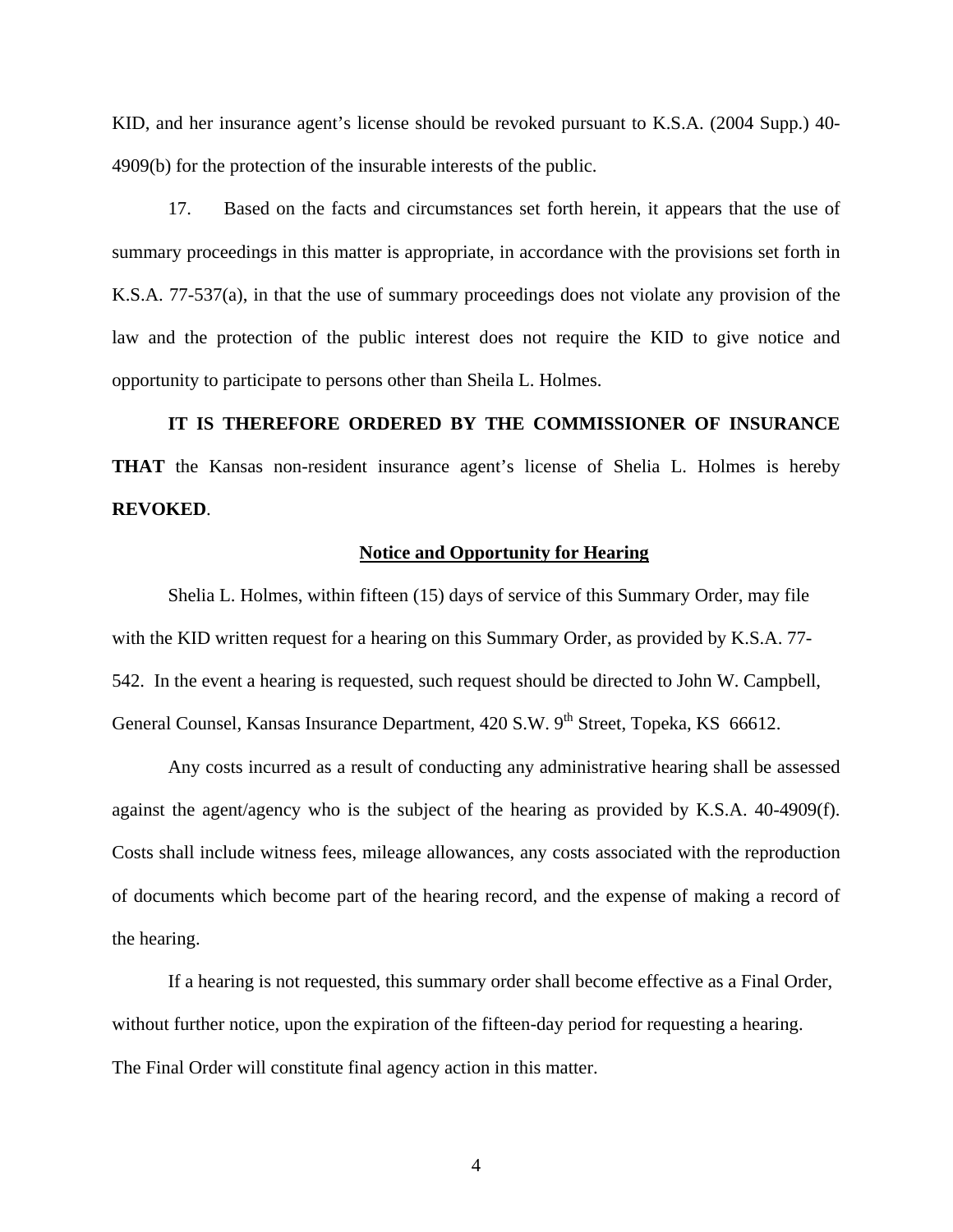KID, and her insurance agent's license should be revoked pursuant to K.S.A. (2004 Supp.) 40-4909(b) for the protection of the insurable interests of the public.

17. Based on the facts and circumstances set forth herein, it appears that the use of summary proceedings in this matter is appropriate, in accordance with the provisions set forth in K.S.A. 77-537(a), in that the use of summary proceedings does not violate any provision of the law and the protection of the public interest does not require the KID to give notice and opportunity to participate to persons other than Sheila L. Holmes.

**IT IS THEREFORE ORDERED BY THE COMMISSIONER OF INSURANCE THAT** the Kansas non-resident insurance agent's license of Shelia L. Holmes is hereby **REVOKED**.

## Notice and Opportunity for Hearing

Shelia L. Holmes, within fifteen (15) days of service of this Summary Order, may file with the KID written request for a hearing on this Summary Order, as provided by K.S.A. 77-542. In the event a hearing is requested, such request should be directed to John W. Campbell, General Counsel, Kansas Insurance Department, 420 S.W. 9th Street, Topeka, KS 66612.

Any costs incurred as a result of conducting any administrative hearing shall be assessed against the agent/agency who is the subject of the hearing as provided by K.S.A. 40-4909(f). Costs shall include witness fees, mileage allowances, any costs associated with the reproduction of documents which become part of the hearing record, and the expense of making a record of the hearing.

If a hearing is not requested, this summary order shall become effective as a Final Order, without further notice, upon the expiration of the fifteen-day period for requesting a hearing. The Final Order will constitute final agency action in this matter.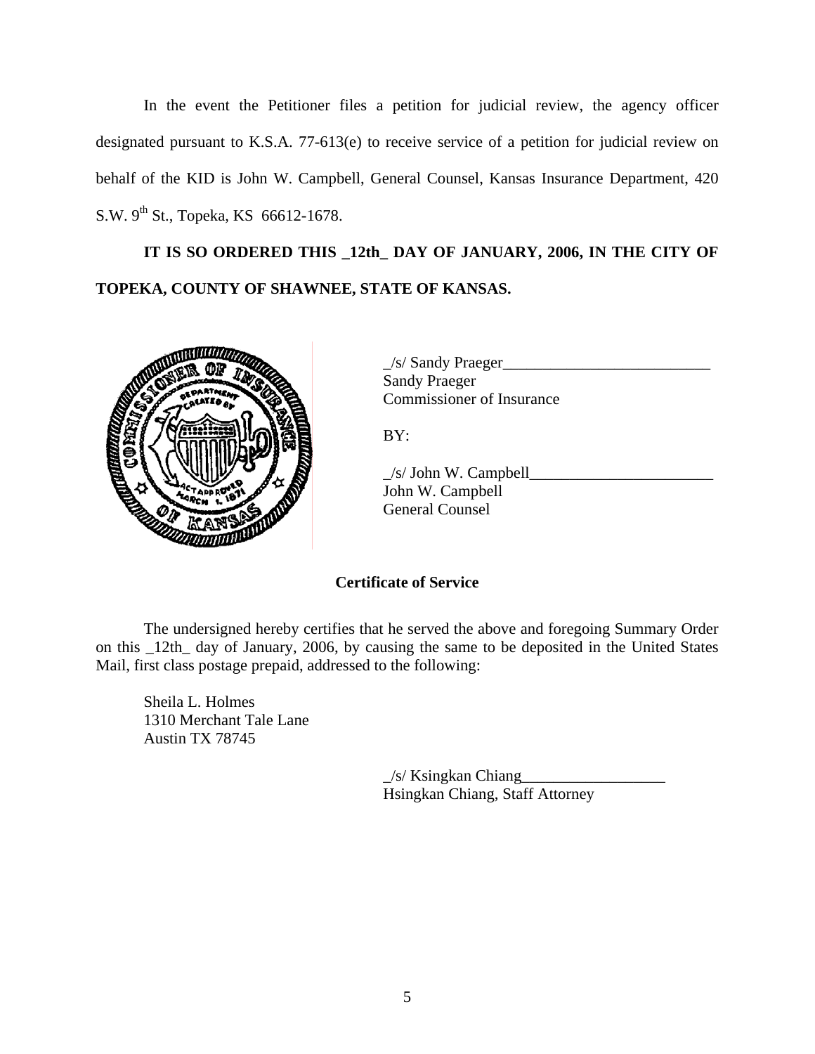In the event the Petitioner files a petition for judicial review, the agency officer designated pursuant to K.S.A. 77-613(e) to receive service of a petition for judicial review on behalf of the KID is John W. Campbell, General Counsel, Kansas Insurance Department, 420 S.W. 9th St., Topeka, KS 66612-1678.

**IT IS SO ORDERED THIS _12th_ DAY OF JANUARY, 2006, IN THE CITY OF TOPEKA, COUNTY OF SHAWNEE, STATE OF KANSAS.**

_/s/ Sandy Praeger__________________________
Sandy Praeger
Commissioner of Insurance

BY:

_/s/ John W. Campbell_______________________
John W. Campbell
General Counsel

**Certificate of Service**

The undersigned hereby certifies that he served the above and foregoing Summary Order on this _12th_ day of January, 2006, by causing the same to be deposited in the United States Mail, first class postage prepaid, addressed to the following:

Sheila L. Holmes
1310 Merchant Tale Lane
Austin TX 78745

_/s/ Ksingkan Chiang__________________
Hsingkan Chiang, Staff Attorney